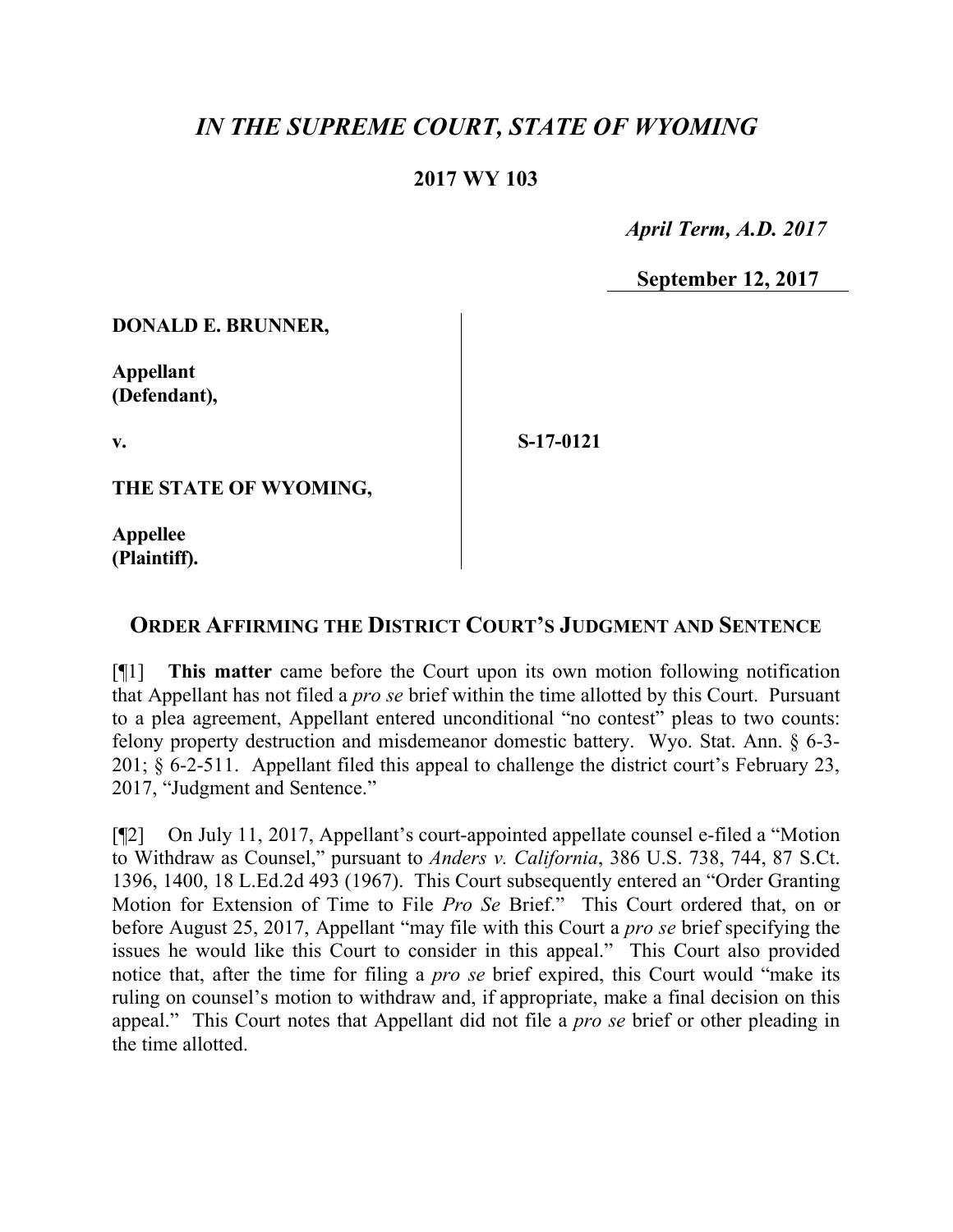# *IN THE SUPREME COURT, STATE OF WYOMING*

## 2017 WY 103

*April Term, A.D. 2017*

**September 12, 2017**

**DONALD E. BRUNNER,**

**Appellant (Defendant),**

**v.**

**S-17-0121**

**THE STATE OF WYOMING,**

**Appellee (Plaintiff).**

## ORDER AFFIRMING THE DISTRICT COURT'S JUDGMENT AND SENTENCE

[¶1] **This matter** came before the Court upon its own motion following notification that Appellant has not filed a *pro se* brief within the time allotted by this Court. Pursuant to a plea agreement, Appellant entered unconditional "no contest" pleas to two counts: felony property destruction and misdemeanor domestic battery. Wyo. Stat. Ann. § 6-3-201; § 6-2-511. Appellant filed this appeal to challenge the district court's February 23, 2017, "Judgment and Sentence."

[¶2] On July 11, 2017, Appellant's court-appointed appellate counsel e-filed a "Motion to Withdraw as Counsel," pursuant to *Anders v. California*, 386 U.S. 738, 744, 87 S.Ct. 1396, 1400, 18 L.Ed.2d 493 (1967). This Court subsequently entered an "Order Granting Motion for Extension of Time to File *Pro Se* Brief." This Court ordered that, on or before August 25, 2017, Appellant "may file with this Court a *pro se* brief specifying the issues he would like this Court to consider in this appeal." This Court also provided notice that, after the time for filing a *pro se* brief expired, this Court would "make its ruling on counsel's motion to withdraw and, if appropriate, make a final decision on this appeal." This Court notes that Appellant did not file a *pro se* brief or other pleading in the time allotted.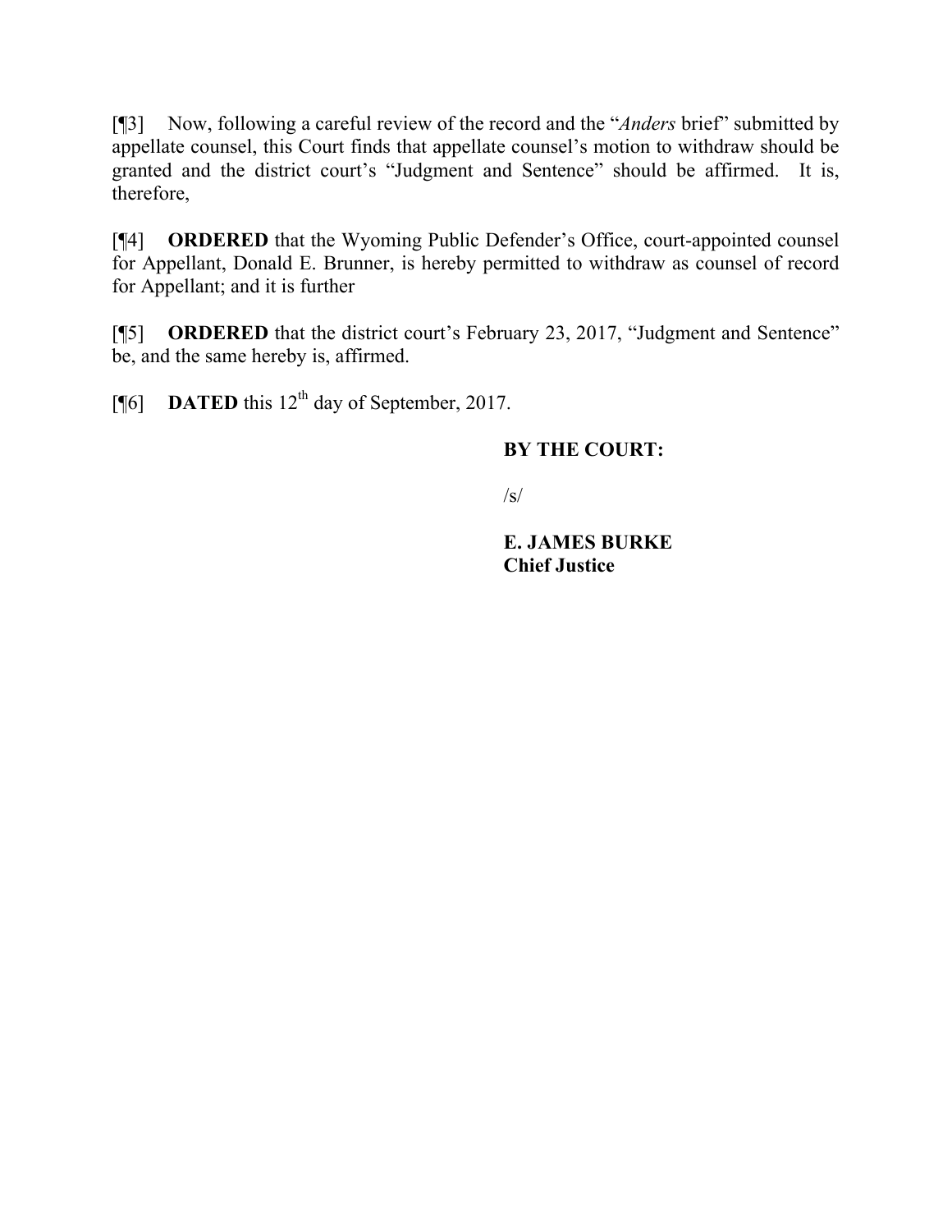[¶3] Now, following a careful review of the record and the "*Anders* brief" submitted by appellate counsel, this Court finds that appellate counsel's motion to withdraw should be granted and the district court's "Judgment and Sentence" should be affirmed. It is, therefore,

[¶4] **ORDERED** that the Wyoming Public Defender's Office, court-appointed counsel for Appellant, Donald E. Brunner, is hereby permitted to withdraw as counsel of record for Appellant; and it is further

[¶5] **ORDERED** that the district court's February 23, 2017, "Judgment and Sentence" be, and the same hereby is, affirmed.

[¶6] **DATED** this 12th day of September, 2017.

**BY THE COURT:**

/s/

**E. JAMES BURKE**
**Chief Justice**